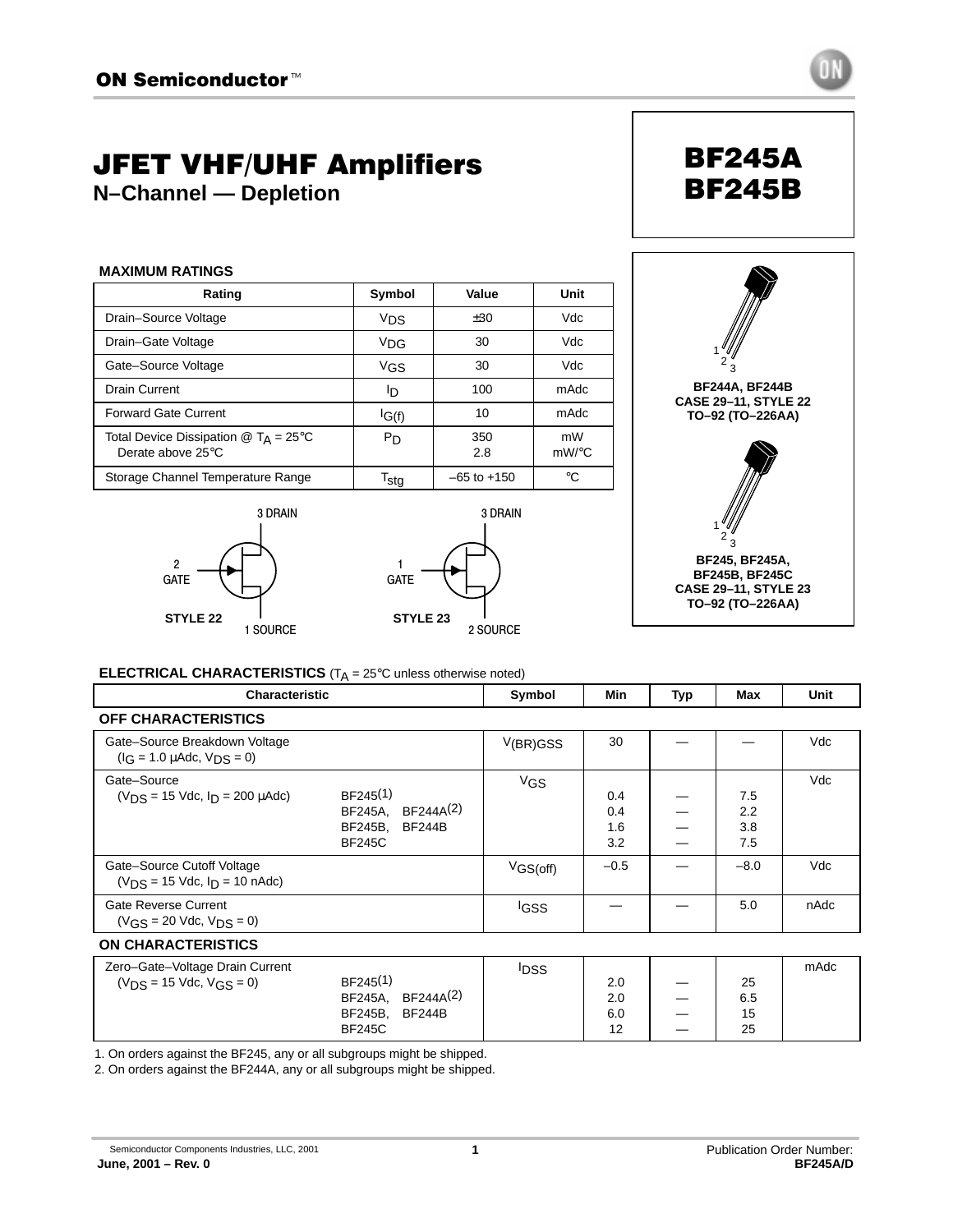**ON Semiconductor™**

# JFET VHF/UHF Amplifiers

## N–Channel — Depletion

# BF245A
# BF245B

**MAXIMUM RATINGS**

| Rating | Symbol | Value | Unit |
|---|---|---|---|
| Drain–Source Voltage | $V_{DS}$ | ±30 | Vdc |
| Drain–Gate Voltage | $V_{DG}$ | 30 | Vdc |
| Gate–Source Voltage | $V_{GS}$ | 30 | Vdc |
| Drain Current | $I_D$ | 100 | mAdc |
| Forward Gate Current | $I_{G(f)}$ | 10 | mAdc |
| Total Device Dissipation @ $T_A$ = 25°C<br>Derate above 25°C | $P_D$ | 350<br>2.8 | mW<br>mW/°C |
| Storage Channel Temperature Range | $T_{stg}$ | –65 to +150 | °C |

STYLE 22: 3 DRAIN, 2 GATE, 1 SOURCE

STYLE 23: 3 DRAIN, 1 GATE, 2 SOURCE

BF244A, BF244B
CASE 29–11, STYLE 22
TO–92 (TO–226AA)

BF245, BF245A, BF245B, BF245C
CASE 29–11, STYLE 23
TO–92 (TO–226AA)

**ELECTRICAL CHARACTERISTICS** ($T_A$ = 25°C unless otherwise noted)

| Characteristic | | Symbol | Min | Typ | Max | Unit |
|---|---|---|---|---|---|---|
| **OFF CHARACTERISTICS** | | | | | | |
| Gate–Source Breakdown Voltage<br>($I_G$ = 1.0 μAdc, $V_{DS}$ = 0) | | $V_{(BR)GSS}$ | 30 | — | — | Vdc |
| Gate–Source<br>($V_{DS}$ = 15 Vdc, $I_D$ = 200 μAdc) | BF245[1]<br>BF245A, BF244A[2]<br>BF245B, BF244B<br>BF245C | $V_{GS}$ | 0.4<br>0.4<br>1.6<br>3.2 | —<br>—<br>—<br>— | 7.5<br>2.2<br>3.8<br>7.5 | Vdc |
| Gate–Source Cutoff Voltage<br>($V_{DS}$ = 15 Vdc, $I_D$ = 10 nAdc) | | $V_{GS(off)}$ | –0.5 | — | –8.0 | Vdc |
| Gate Reverse Current<br>($V_{GS}$ = 20 Vdc, $V_{DS}$ = 0) | | $I_{GSS}$ | — | — | 5.0 | nAdc |
| **ON CHARACTERISTICS** | | | | | | |
| Zero–Gate–Voltage Drain Current<br>($V_{DS}$ = 15 Vdc, $V_{GS}$ = 0) | BF245[1]<br>BF245A, BF244A[2]<br>BF245B, BF244B<br>BF245C | $I_{DSS}$ | 2.0<br>2.0<br>6.0<br>12 | —<br>—<br>—<br>— | 25<br>6.5<br>15<br>25 | mAdc |

1. On orders against the BF245, any or all subgroups might be shipped.
2. On orders against the BF244A, any or all subgroups might be shipped.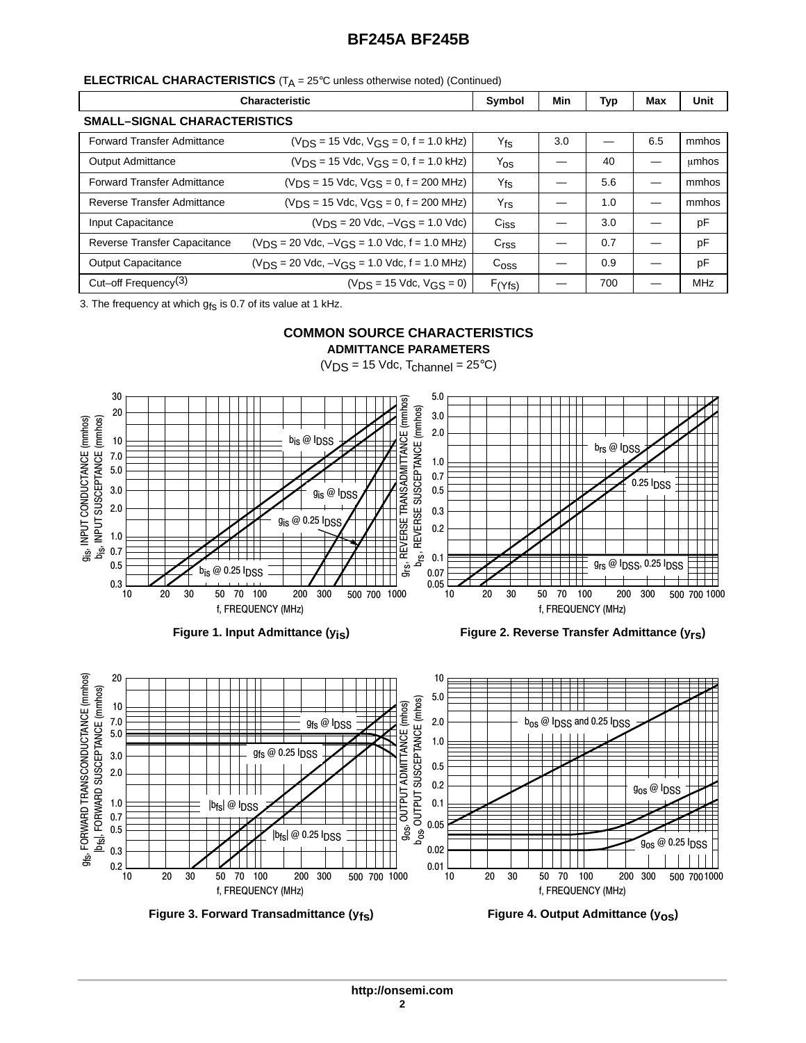## ELECTRICAL CHARACTERISTICS ($T_A$ = 25°C unless otherwise noted) (Continued)

| Characteristic | | Symbol | Min | Typ | Max | Unit |
|---|---|---|---|---|---|---|
| **SMALL–SIGNAL CHARACTERISTICS** | | | | | | |
| Forward Transfer Admittance | ($V_{DS}$ = 15 Vdc, $V_{GS}$ = 0, f = 1.0 kHz) | $Y_{fs}$ | 3.0 | — | 6.5 | mmhos |
| Output Admittance | ($V_{DS}$ = 15 Vdc, $V_{GS}$ = 0, f = 1.0 kHz) | $Y_{os}$ | — | 40 | — | μmhos |
| Forward Transfer Admittance | ($V_{DS}$ = 15 Vdc, $V_{GS}$ = 0, f = 200 MHz) | $Y_{fs}$ | — | 5.6 | — | mmhos |
| Reverse Transfer Admittance | ($V_{DS}$ = 15 Vdc, $V_{GS}$ = 0, f = 200 MHz) | $Y_{rs}$ | — | 1.0 | — | mmhos |
| Input Capacitance | ($V_{DS}$ = 20 Vdc, $-V_{GS}$ = 1.0 Vdc) | $C_{iss}$ | — | 3.0 | — | pF |
| Reverse Transfer Capacitance | ($V_{DS}$ = 20 Vdc, $-V_{GS}$ = 1.0 Vdc, f = 1.0 MHz) | $C_{rss}$ | — | 0.7 | — | pF |
| Output Capacitance | ($V_{DS}$ = 20 Vdc, $-V_{GS}$ = 1.0 Vdc, f = 1.0 MHz) | $C_{oss}$ | — | 0.9 | — | pF |
| Cut–off Frequency[3] | ($V_{DS}$ = 15 Vdc, $V_{GS}$ = 0) | $F_{(Yfs)}$ | — | 700 | — | MHz |

3. The frequency at which $g_{fs}$ is 0.7 of its value at 1 kHz.

## COMMON SOURCE CHARACTERISTICS
### ADMITTANCE PARAMETERS
($V_{DS}$ = 15 Vdc, $T_{channel}$ = 25°C)

**Figure 1. Input Admittance ($y_{is}$)**

**Figure 2. Reverse Transfer Admittance ($y_{rs}$)**

**Figure 3. Forward Transadmittance ($y_{fs}$)**

**Figure 4. Output Admittance ($y_{os}$)**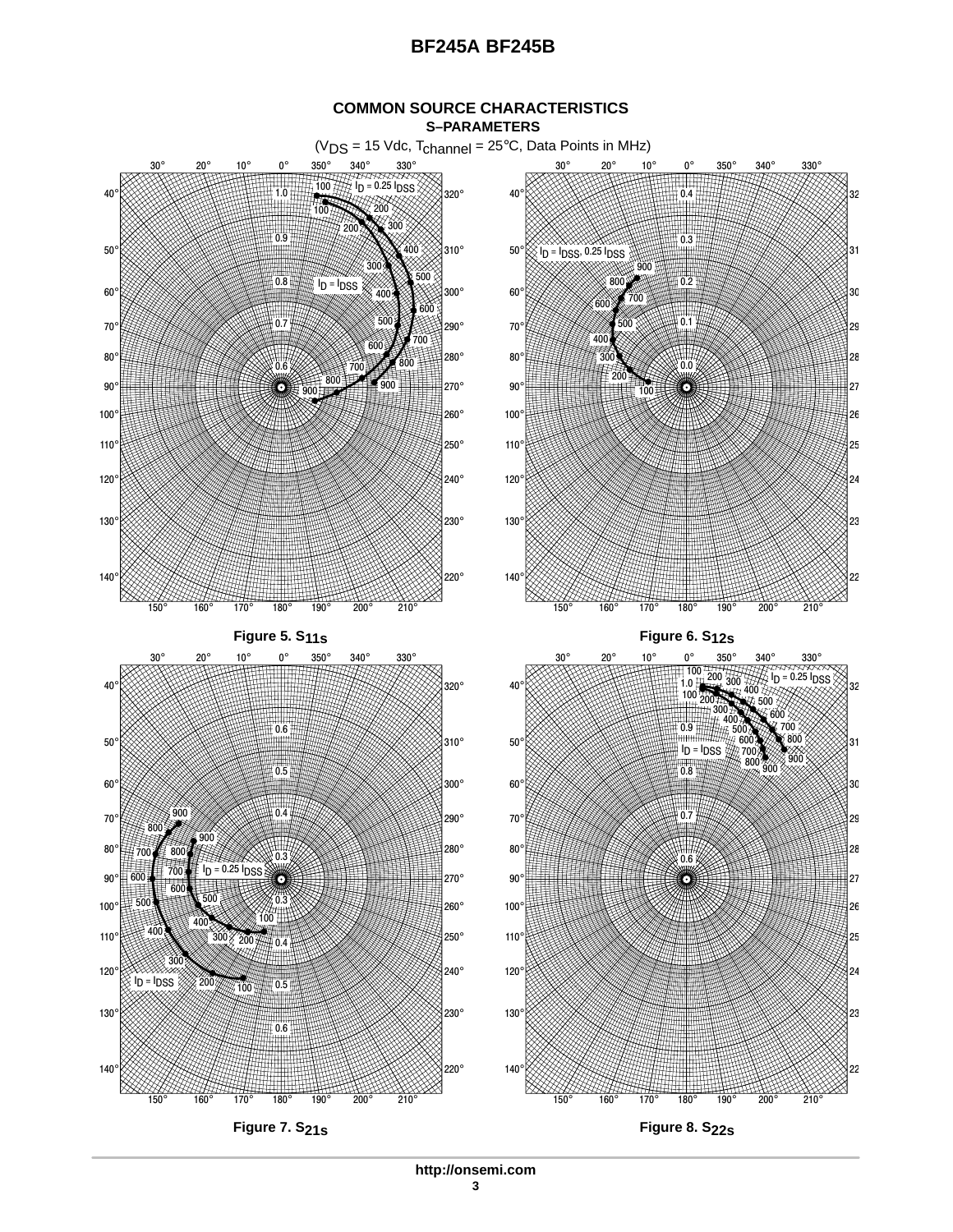## COMMON SOURCE CHARACTERISTICS

### S–PARAMETERS

($V_{DS}$ = 15 Vdc, $T_{channel}$ = 25°C, Data Points in MHz)

Figure 5. $S_{11s}$

Figure 6. $S_{12s}$

Figure 7. $S_{21s}$

Figure 8. $S_{22s}$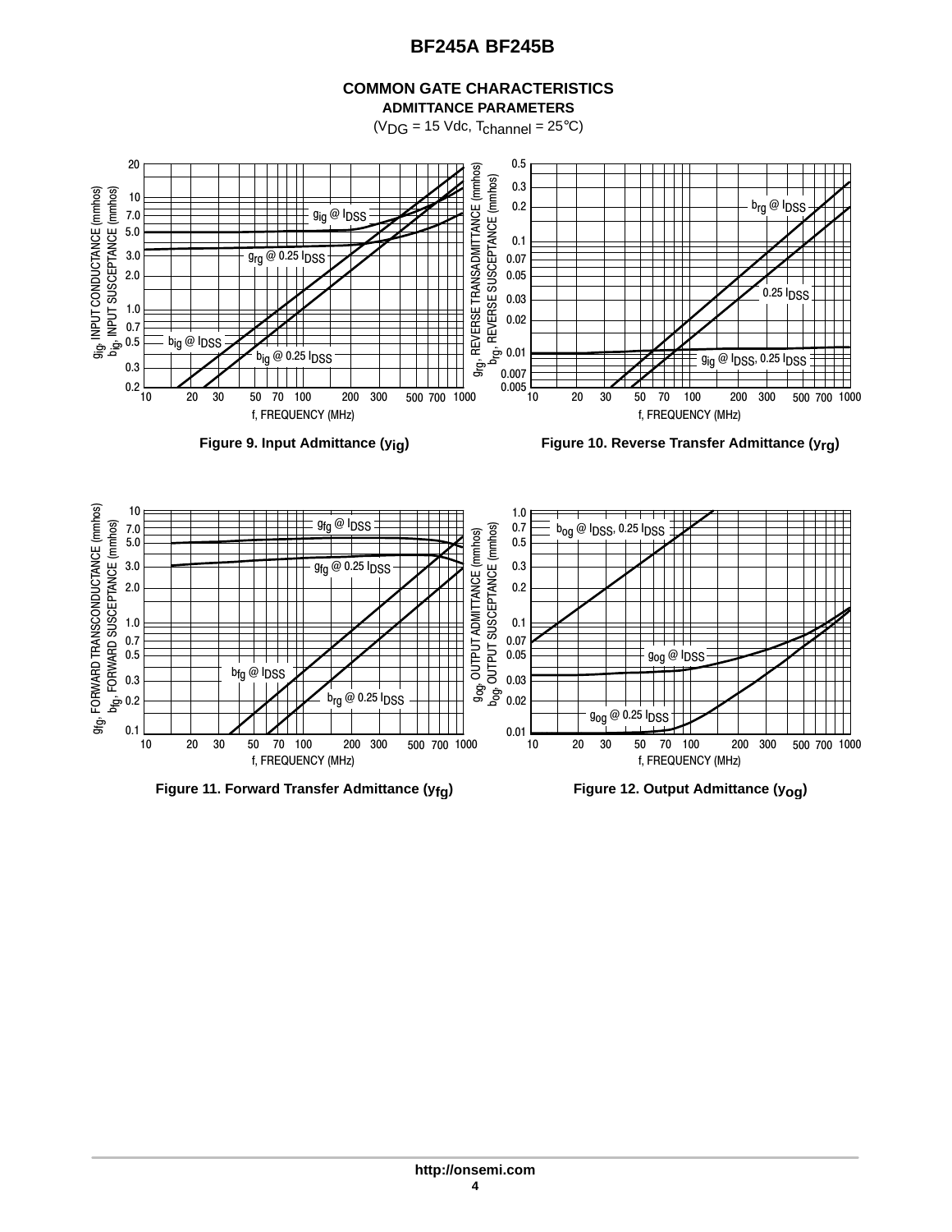## COMMON GATE CHARACTERISTICS

### ADMITTANCE PARAMETERS

($V_{DG}$ = 15 Vdc, $T_{channel}$ = 25°C)

**Figure 9. Input Admittance ($y_{ig}$)**

**Figure 10. Reverse Transfer Admittance ($y_{rg}$)**

**Figure 11. Forward Transfer Admittance ($y_{fg}$)**

**Figure 12. Output Admittance ($y_{og}$)**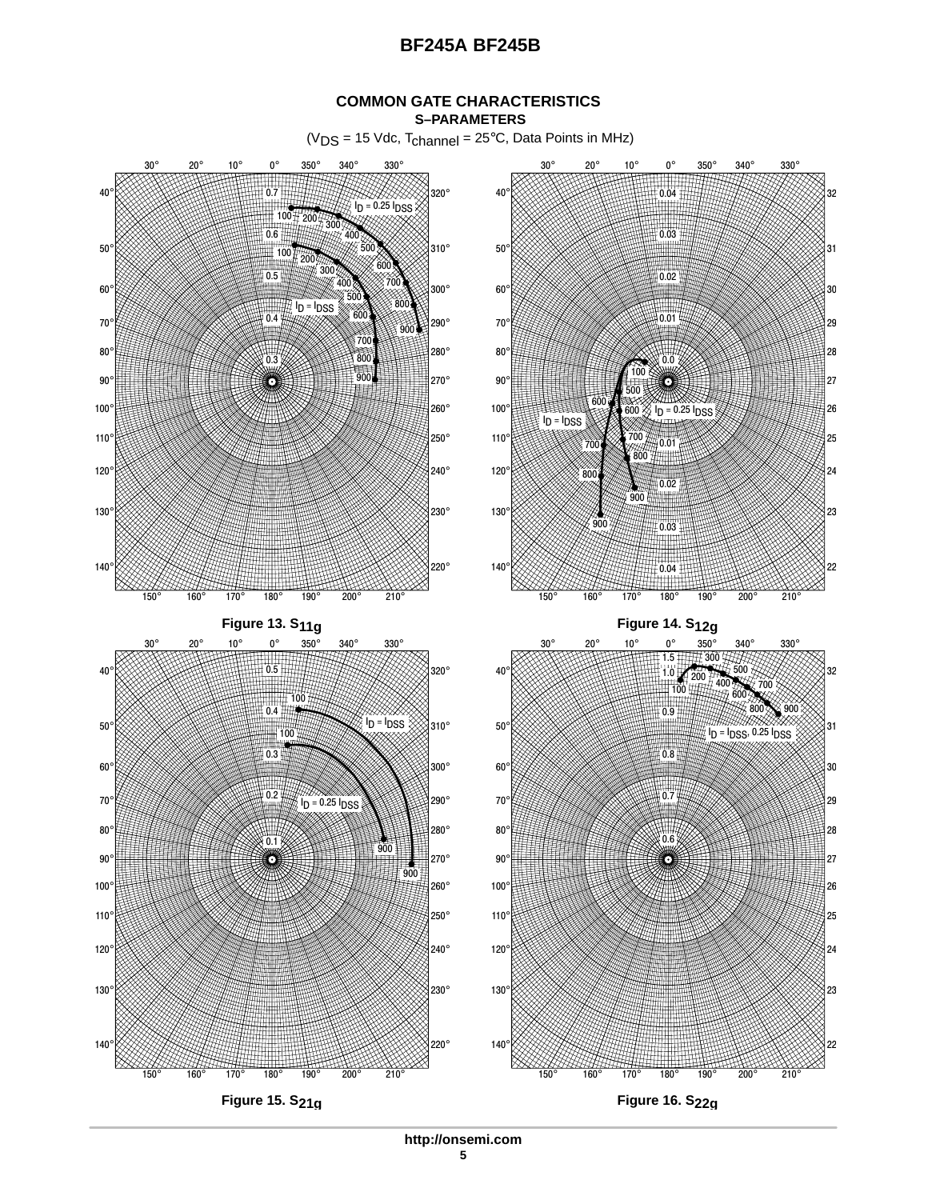## COMMON GATE CHARACTERISTICS

### S–PARAMETERS

($V_{DS}$ = 15 Vdc, $T_{channel}$ = 25°C, Data Points in MHz)

Figure 13. $S_{11g}$

Figure 14. $S_{12g}$

Figure 15. $S_{21g}$

Figure 16. $S_{22g}$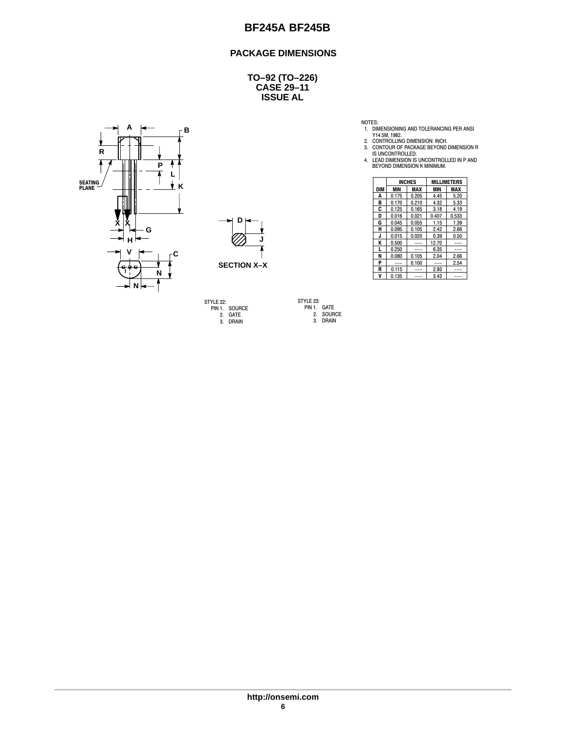## PACKAGE DIMENSIONS

**TO–92 (TO–226)**
**CASE 29–11**
**ISSUE AL**

SECTION X–X

NOTES:
1. DIMENSIONING AND TOLERANCING PER ANSI Y14.5M, 1982.
2. CONTROLLING DIMENSION: INCH.
3. CONTOUR OF PACKAGE BEYOND DIMENSION R IS UNCONTROLLED.
4. LEAD DIMENSION IS UNCONTROLLED IN P AND BEYOND DIMENSION K MINIMUM.

| | INCHES | | MILLIMETERS | |
|---|---|---|---|---|
| DIM | MIN | MAX | MIN | MAX |
| A | 0.175 | 0.205 | 4.45 | 5.20 |
| B | 0.170 | 0.210 | 4.32 | 5.33 |
| C | 0.125 | 0.165 | 3.18 | 4.19 |
| D | 0.016 | 0.021 | 0.407 | 0.533 |
| G | 0.045 | 0.055 | 1.15 | 1.39 |
| H | 0.095 | 0.105 | 2.42 | 2.66 |
| J | 0.015 | 0.020 | 0.39 | 0.50 |
| K | 0.500 | --- | 12.70 | --- |
| L | 0.250 | --- | 6.35 | --- |
| N | 0.080 | 0.105 | 2.04 | 2.66 |
| P | --- | 0.100 | --- | 2.54 |
| R | 0.115 | --- | 2.93 | --- |
| V | 0.135 | --- | 3.43 | --- |

STYLE 22:
PIN 1. SOURCE
2. GATE
3. DRAIN

STYLE 23:
PIN 1. GATE
2. SOURCE
3. DRAIN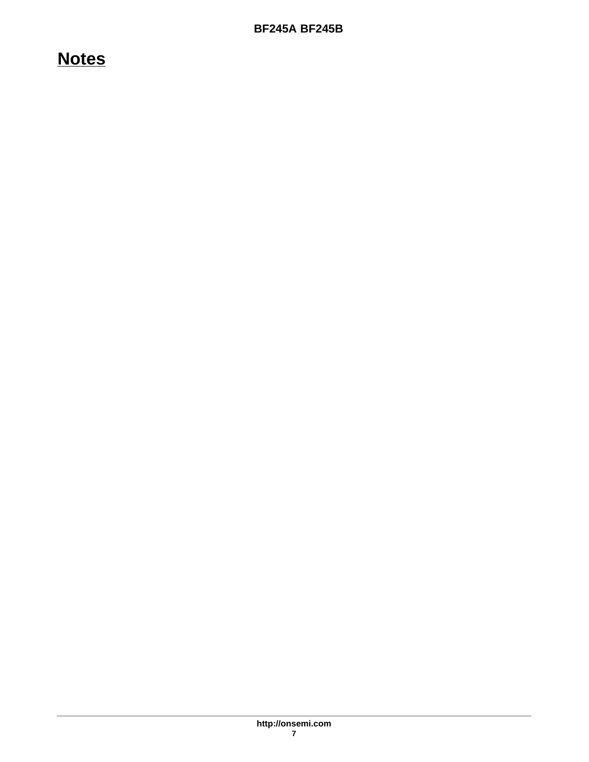## Notes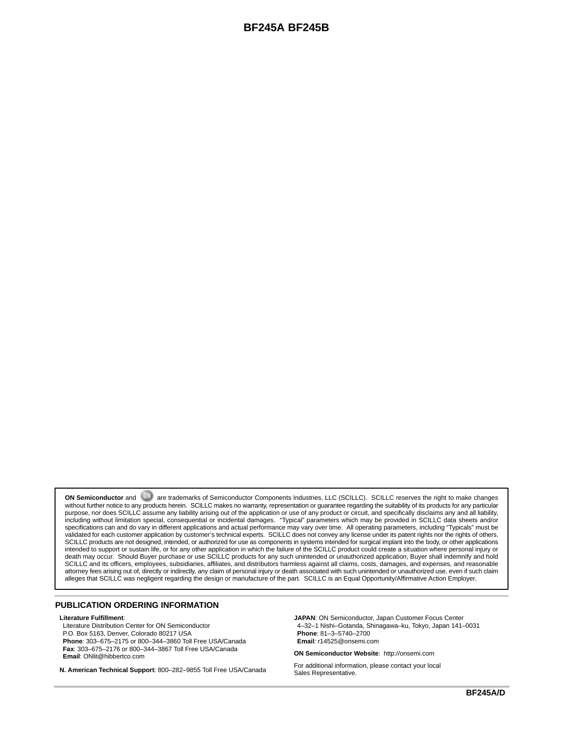**ON Semiconductor** and [ON logo] are trademarks of Semiconductor Components Industries, LLC (SCILLC). SCILLC reserves the right to make changes without further notice to any products herein. SCILLC makes no warranty, representation or guarantee regarding the suitability of its products for any particular purpose, nor does SCILLC assume any liability arising out of the application or use of any product or circuit, and specifically disclaims any and all liability, including without limitation special, consequential or incidental damages. "Typical" parameters which may be provided in SCILLC data sheets and/or specifications can and do vary in different applications and actual performance may vary over time. All operating parameters, including "Typicals" must be validated for each customer application by customer's technical experts. SCILLC does not convey any license under its patent rights nor the rights of others. SCILLC products are not designed, intended, or authorized for use as components in systems intended for surgical implant into the body, or other applications intended to support or sustain life, or for any other application in which the failure of the SCILLC product could create a situation where personal injury or death may occur. Should Buyer purchase or use SCILLC products for any such unintended or unauthorized application, Buyer shall indemnify and hold SCILLC and its officers, employees, subsidiaries, affiliates, and distributors harmless against all claims, costs, damages, and expenses, and reasonable attorney fees arising out of, directly or indirectly, any claim of personal injury or death associated with such unintended or unauthorized use, even if such claim alleges that SCILLC was negligent regarding the design or manufacture of the part. SCILLC is an Equal Opportunity/Affirmative Action Employer.

## PUBLICATION ORDERING INFORMATION

**Literature Fulfillment**:
Literature Distribution Center for ON Semiconductor
P.O. Box 5163, Denver, Colorado 80217 USA
**Phone**: 303–675–2175 or 800–344–3860 Toll Free USA/Canada
**Fax**: 303–675–2176 or 800–344–3867 Toll Free USA/Canada
**Email**: ONlit@hibbertco.com

**N. American Technical Support**: 800–282–9855 Toll Free USA/Canada

**JAPAN**: ON Semiconductor, Japan Customer Focus Center
4–32–1 Nishi–Gotanda, Shinagawa–ku, Tokyo, Japan 141–0031
**Phone**: 81–3–5740–2700
**Email**: r14525@onsemi.com

**ON Semiconductor Website**: http://onsemi.com

For additional information, please contact your local Sales Representative.

BF245A/D